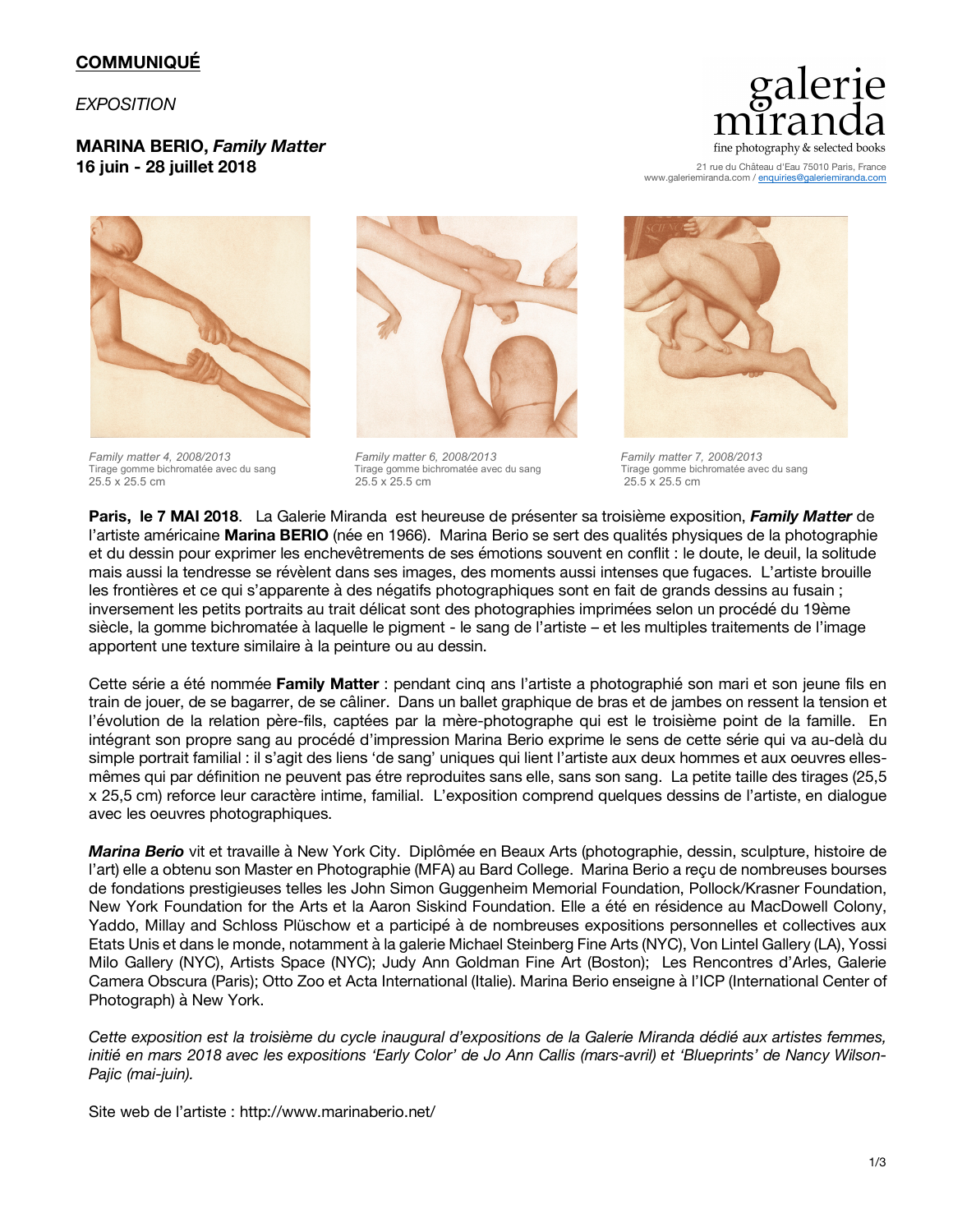**COMMUNIQUÉ**

*EXPOSITION*

**MARINA BERIO, *Family Matter***
**16 juin - 28 juillet 2018**

galerie miranda
fine photography & selected books

21 rue du Château d'Eau 75010 Paris, France
www.galeriemiranda.com / enquiries@galeriemiranda.com

*Family matter 4, 2008/2013*
Tirage gomme bichromatée avec du sang
25.5 x 25.5 cm

*Family matter 6, 2008/2013*
Tirage gomme bichromatée avec du sang
25.5 x 25.5 cm

*Family matter 7, 2008/2013*
Tirage gomme bichromatée avec du sang
25.5 x 25.5 cm

**Paris, le 7 MAI 2018**. La Galerie Miranda est heureuse de présenter sa troisième exposition, ***Family Matter*** de l'artiste américaine **Marina BERIO** (née en 1966). Marina Berio se sert des qualités physiques de la photographie et du dessin pour exprimer les enchevêtrements de ses émotions souvent en conflit : le doute, le deuil, la solitude mais aussi la tendresse se révèlent dans ses images, des moments aussi intenses que fugaces. L'artiste brouille les frontières et ce qui s'apparente à des négatifs photographiques sont en fait de grands dessins au fusain ; inversement les petits portraits au trait délicat sont des photographies imprimées selon un procédé du 19ème siècle, la gomme bichromatée à laquelle le pigment - le sang de l'artiste – et les multiples traitements de l'image apportent une texture similaire à la peinture ou au dessin.

Cette série a été nommée **Family Matter** : pendant cinq ans l'artiste a photographié son mari et son jeune fils en train de jouer, de se bagarrer, de se câliner. Dans un ballet graphique de bras et de jambes on ressent la tension et l'évolution de la relation père-fils, captées par la mère-photographe qui est le troisième point de la famille. En intégrant son propre sang au procédé d'impression Marina Berio exprime le sens de cette série qui va au-delà du simple portrait familial : il s'agit des liens 'de sang' uniques qui lient l'artiste aux deux hommes et aux oeuvres elles-mêmes qui par définition ne peuvent pas étre reproduites sans elle, sans son sang. La petite taille des tirages (25,5 x 25,5 cm) reforce leur caractère intime, familial. L'exposition comprend quelques dessins de l'artiste, en dialogue avec les oeuvres photographiques.

***Marina Berio*** vit et travaille à New York City. Diplômée en Beaux Arts (photographie, dessin, sculpture, histoire de l'art) elle a obtenu son Master en Photographie (MFA) au Bard College. Marina Berio a reçu de nombreuses bourses de fondations prestigieuses telles les John Simon Guggenheim Memorial Foundation, Pollock/Krasner Foundation, New York Foundation for the Arts et la Aaron Siskind Foundation. Elle a été en résidence au MacDowell Colony, Yaddo, Millay and Schloss Plüschow et a participé à de nombreuses expositions personnelles et collectives aux Etats Unis et dans le monde, notamment à la galerie Michael Steinberg Fine Arts (NYC), Von Lintel Gallery (LA), Yossi Milo Gallery (NYC), Artists Space (NYC); Judy Ann Goldman Fine Art (Boston); Les Rencontres d'Arles, Galerie Camera Obscura (Paris); Otto Zoo et Acta International (Italie). Marina Berio enseigne à l'ICP (International Center of Photograph) à New York.

*Cette exposition est la troisième du cycle inaugural d'expositions de la Galerie Miranda dédié aux artistes femmes, initié en mars 2018 avec les expositions 'Early Color' de Jo Ann Callis (mars-avril) et 'Blueprints' de Nancy Wilson-Pajic (mai-juin).*

Site web de l'artiste : http://www.marinaberio.net/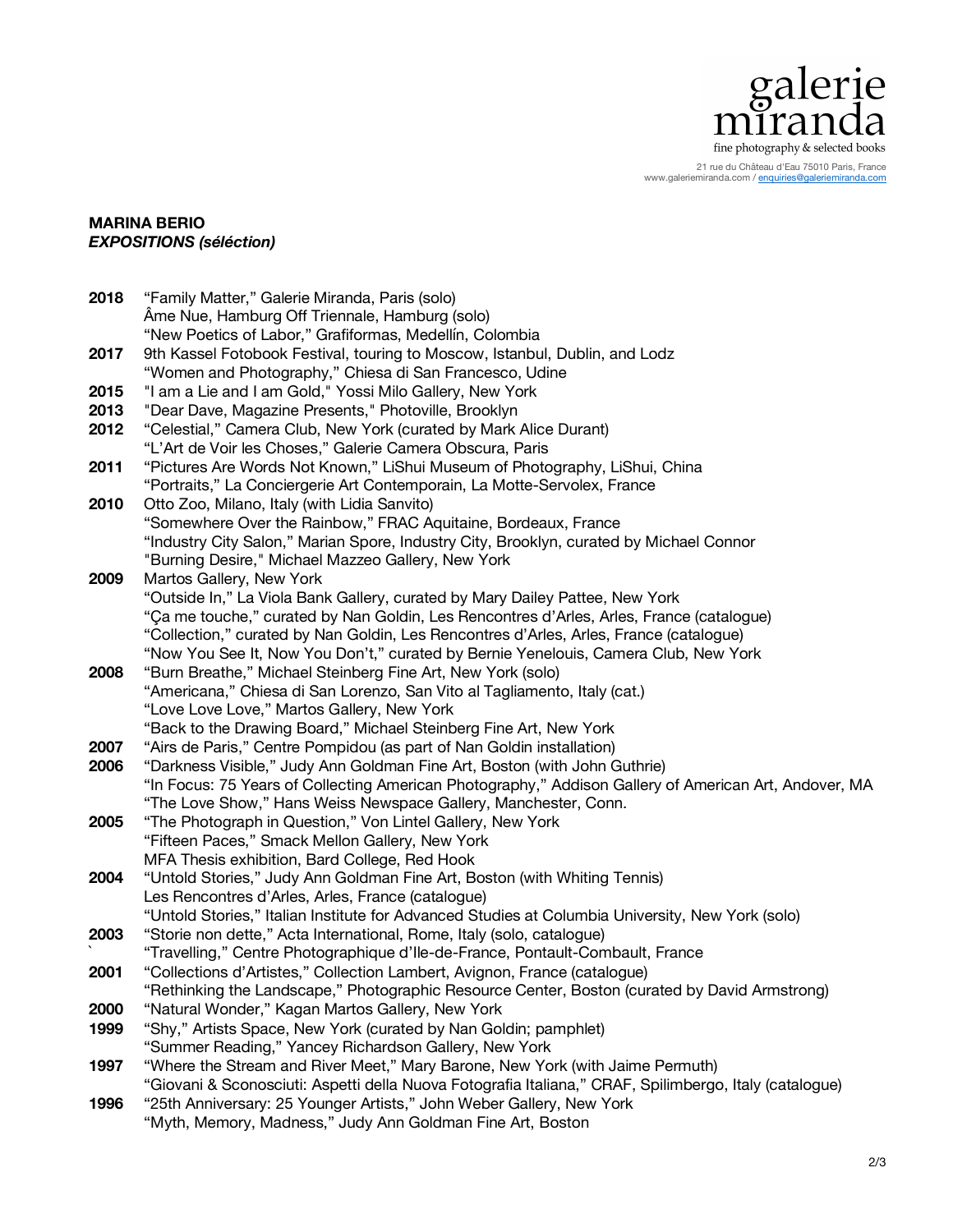galerie
miranda
fine photography & selected books

21 rue du Château d'Eau 75010 Paris, France
www.galeriemiranda.com / enquiries@galeriemiranda.com

**MARINA BERIO**
***EXPOSITIONS (séléction)***

**2018** "Family Matter," Galerie Miranda, Paris (solo)
Âme Nue, Hamburg Off Triennale, Hamburg (solo)
"New Poetics of Labor," Grafiformas, Medellín, Colombia

**2017** 9th Kassel Fotobook Festival, touring to Moscow, Istanbul, Dublin, and Lodz
"Women and Photography," Chiesa di San Francesco, Udine

**2015** "I am a Lie and I am Gold," Yossi Milo Gallery, New York

**2013** "Dear Dave, Magazine Presents," Photoville, Brooklyn

**2012** "Celestial," Camera Club, New York (curated by Mark Alice Durant)
"L'Art de Voir les Choses," Galerie Camera Obscura, Paris

**2011** "Pictures Are Words Not Known," LiShui Museum of Photography, LiShui, China
"Portraits," La Conciergerie Art Contemporain, La Motte-Servolex, France

**2010** Otto Zoo, Milano, Italy (with Lidia Sanvito)
"Somewhere Over the Rainbow," FRAC Aquitaine, Bordeaux, France
"Industry City Salon," Marian Spore, Industry City, Brooklyn, curated by Michael Connor
"Burning Desire," Michael Mazzeo Gallery, New York

**2009** Martos Gallery, New York
"Outside In," La Viola Bank Gallery, curated by Mary Dailey Pattee, New York
"Ça me touche," curated by Nan Goldin, Les Rencontres d'Arles, Arles, France (catalogue)
"Collection," curated by Nan Goldin, Les Rencontres d'Arles, Arles, France (catalogue)
"Now You See It, Now You Don't," curated by Bernie Yenelouis, Camera Club, New York

**2008** "Burn Breathe," Michael Steinberg Fine Art, New York (solo)
"Americana," Chiesa di San Lorenzo, San Vito al Tagliamento, Italy (cat.)
"Love Love Love," Martos Gallery, New York
"Back to the Drawing Board," Michael Steinberg Fine Art, New York

**2007** "Airs de Paris," Centre Pompidou (as part of Nan Goldin installation)

**2006** "Darkness Visible," Judy Ann Goldman Fine Art, Boston (with John Guthrie)
"In Focus: 75 Years of Collecting American Photography," Addison Gallery of American Art, Andover, MA
"The Love Show," Hans Weiss Newspace Gallery, Manchester, Conn.

**2005** "The Photograph in Question," Von Lintel Gallery, New York
"Fifteen Paces," Smack Mellon Gallery, New York
MFA Thesis exhibition, Bard College, Red Hook

**2004** "Untold Stories," Judy Ann Goldman Fine Art, Boston (with Whiting Tennis)
Les Rencontres d'Arles, Arles, France (catalogue)
"Untold Stories," Italian Institute for Advanced Studies at Columbia University, New York (solo)

**2003** "Storie non dette," Acta International, Rome, Italy (solo, catalogue)
"Travelling," Centre Photographique d'Ile-de-France, Pontault-Combault, France

**2001** "Collections d'Artistes," Collection Lambert, Avignon, France (catalogue)
"Rethinking the Landscape," Photographic Resource Center, Boston (curated by David Armstrong)

**2000** "Natural Wonder," Kagan Martos Gallery, New York

**1999** "Shy," Artists Space, New York (curated by Nan Goldin; pamphlet)
"Summer Reading," Yancey Richardson Gallery, New York

**1997** "Where the Stream and River Meet," Mary Barone, New York (with Jaime Permuth)
"Giovani & Sconosciuti: Aspetti della Nuova Fotografia Italiana," CRAF, Spilimbergo, Italy (catalogue)

**1996** "25th Anniversary: 25 Younger Artists," John Weber Gallery, New York
"Myth, Memory, Madness," Judy Ann Goldman Fine Art, Boston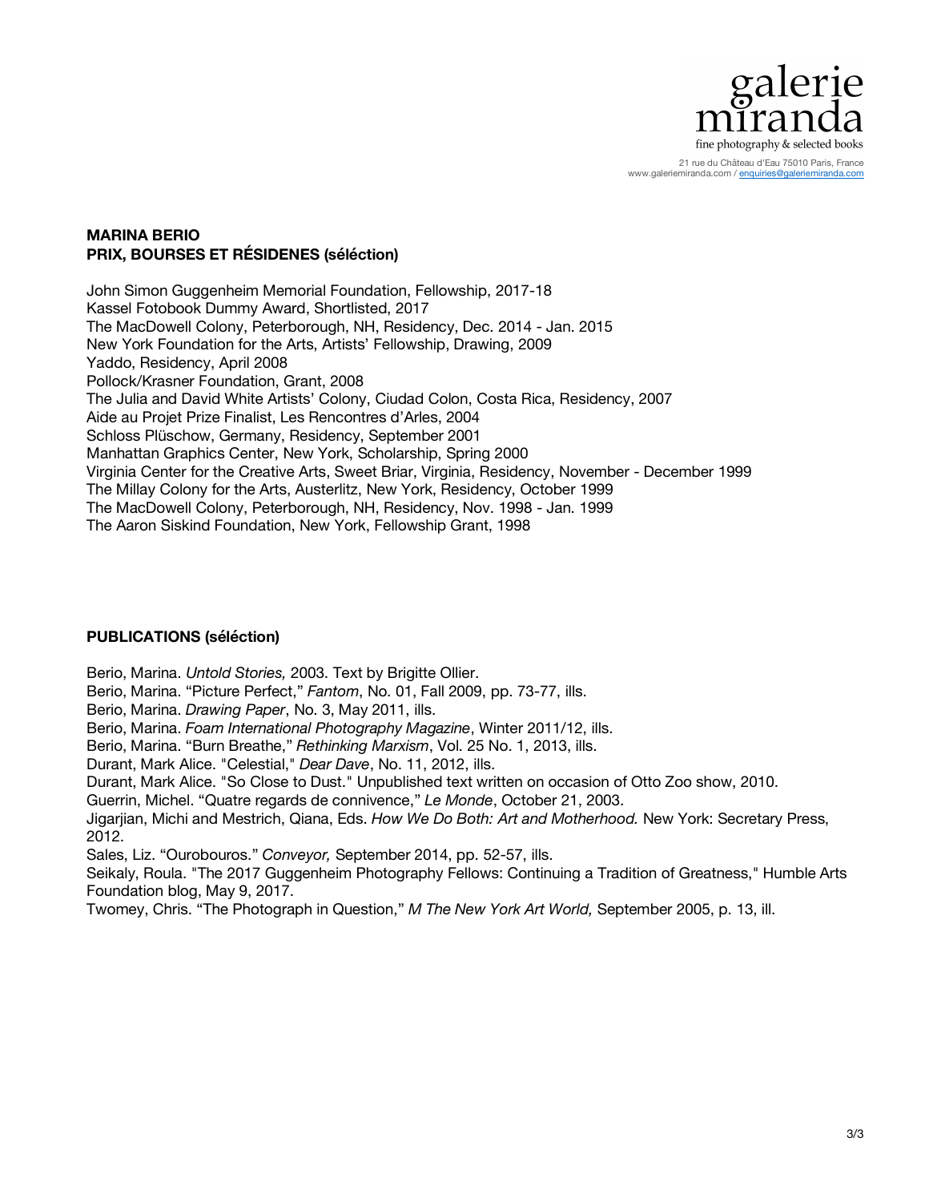# MARINA BERIO

## PRIX, BOURSES ET RÉSIDENES (séléction)

John Simon Guggenheim Memorial Foundation, Fellowship, 2017-18
Kassel Fotobook Dummy Award, Shortlisted, 2017
The MacDowell Colony, Peterborough, NH, Residency, Dec. 2014 - Jan. 2015
New York Foundation for the Arts, Artists' Fellowship, Drawing, 2009
Yaddo, Residency, April 2008
Pollock/Krasner Foundation, Grant, 2008
The Julia and David White Artists' Colony, Ciudad Colon, Costa Rica, Residency, 2007
Aide au Projet Prize Finalist, Les Rencontres d'Arles, 2004
Schloss Plüschow, Germany, Residency, September 2001
Manhattan Graphics Center, New York, Scholarship, Spring 2000
Virginia Center for the Creative Arts, Sweet Briar, Virginia, Residency, November - December 1999
The Millay Colony for the Arts, Austerlitz, New York, Residency, October 1999
The MacDowell Colony, Peterborough, NH, Residency, Nov. 1998 - Jan. 1999
The Aaron Siskind Foundation, New York, Fellowship Grant, 1998

## PUBLICATIONS (séléction)

Berio, Marina. *Untold Stories,* 2003. Text by Brigitte Ollier.
Berio, Marina. "Picture Perfect," *Fantom*, No. 01, Fall 2009, pp. 73-77, ills.
Berio, Marina. *Drawing Paper*, No. 3, May 2011, ills.
Berio, Marina. *Foam International Photography Magazine*, Winter 2011/12, ills.
Berio, Marina. "Burn Breathe," *Rethinking Marxism*, Vol. 25 No. 1, 2013, ills.
Durant, Mark Alice. "Celestial," *Dear Dave*, No. 11, 2012, ills.
Durant, Mark Alice. "So Close to Dust." Unpublished text written on occasion of Otto Zoo show, 2010.
Guerrin, Michel. "Quatre regards de connivence," *Le Monde*, October 21, 2003.
Jigarjian, Michi and Mestrich, Qiana, Eds. *How We Do Both: Art and Motherhood.* New York: Secretary Press, 2012.
Sales, Liz. "Ourobouros." *Conveyor,* September 2014, pp. 52-57, ills.
Seikaly, Roula. "The 2017 Guggenheim Photography Fellows: Continuing a Tradition of Greatness," Humble Arts Foundation blog, May 9, 2017.
Twomey, Chris. "The Photograph in Question," *M The New York Art World,* September 2005, p. 13, ill.